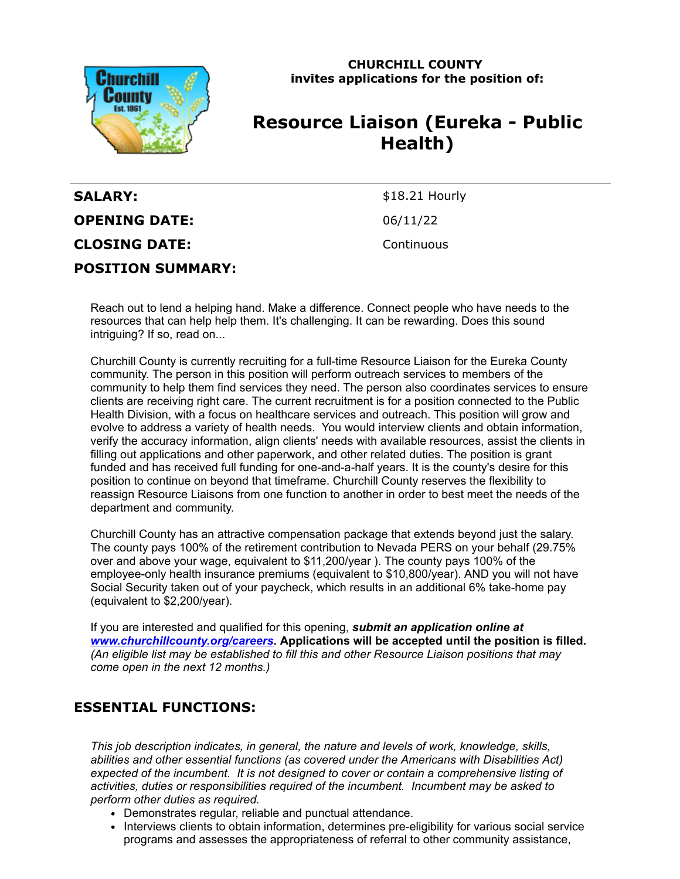**CHURCHILL COUNTY**
**invites applications for the position of:**

# Resource Liaison (Eureka - Public Health)

| | |
|---|---|
| **SALARY:** | $18.21 Hourly |
| **OPENING DATE:** | 06/11/22 |
| **CLOSING DATE:** | Continuous |

**POSITION SUMMARY:**

Reach out to lend a helping hand. Make a difference. Connect people who have needs to the resources that can help help them. It's challenging. It can be rewarding. Does this sound intriguing? If so, read on...

Churchill County is currently recruiting for a full-time Resource Liaison for the Eureka County community. The person in this position will perform outreach services to members of the community to help them find services they need. The person also coordinates services to ensure clients are receiving right care. The current recruitment is for a position connected to the Public Health Division, with a focus on healthcare services and outreach. This position will grow and evolve to address a variety of health needs. You would interview clients and obtain information, verify the accuracy information, align clients' needs with available resources, assist the clients in filling out applications and other paperwork, and other related duties. The position is grant funded and has received full funding for one-and-a-half years. It is the county's desire for this position to continue on beyond that timeframe. Churchill County reserves the flexibility to reassign Resource Liaisons from one function to another in order to best meet the needs of the department and community.

Churchill County has an attractive compensation package that extends beyond just the salary. The county pays 100% of the retirement contribution to Nevada PERS on your behalf (29.75% over and above your wage, equivalent to $11,200/year ). The county pays 100% of the employee-only health insurance premiums (equivalent to $10,800/year). AND you will not have Social Security taken out of your paycheck, which results in an additional 6% take-home pay (equivalent to $2,200/year).

If you are interested and qualified for this opening, ***submit an application online at [www.churchillcounty.org/careers](www.churchillcounty.org/careers).*** **Applications will be accepted until the position is filled.** *(An eligible list may be established to fill this and other Resource Liaison positions that may come open in the next 12 months.)*

## ESSENTIAL FUNCTIONS:

*This job description indicates, in general, the nature and levels of work, knowledge, skills, abilities and other essential functions (as covered under the Americans with Disabilities Act) expected of the incumbent. It is not designed to cover or contain a comprehensive listing of activities, duties or responsibilities required of the incumbent. Incumbent may be asked to perform other duties as required.*

- Demonstrates regular, reliable and punctual attendance.
- Interviews clients to obtain information, determines pre-eligibility for various social service programs and assesses the appropriateness of referral to other community assistance,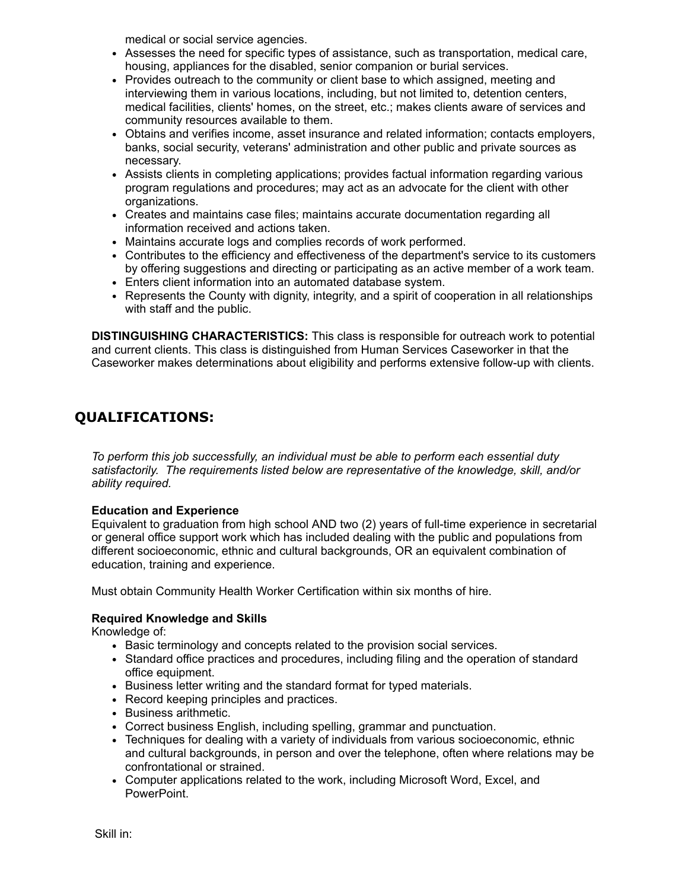medical or social service agencies.

- Assesses the need for specific types of assistance, such as transportation, medical care, housing, appliances for the disabled, senior companion or burial services.
- Provides outreach to the community or client base to which assigned, meeting and interviewing them in various locations, including, but not limited to, detention centers, medical facilities, clients' homes, on the street, etc.; makes clients aware of services and community resources available to them.
- Obtains and verifies income, asset insurance and related information; contacts employers, banks, social security, veterans' administration and other public and private sources as necessary.
- Assists clients in completing applications; provides factual information regarding various program regulations and procedures; may act as an advocate for the client with other organizations.
- Creates and maintains case files; maintains accurate documentation regarding all information received and actions taken.
- Maintains accurate logs and complies records of work performed.
- Contributes to the efficiency and effectiveness of the department's service to its customers by offering suggestions and directing or participating as an active member of a work team.
- Enters client information into an automated database system.
- Represents the County with dignity, integrity, and a spirit of cooperation in all relationships with staff and the public.

**DISTINGUISHING CHARACTERISTICS:** This class is responsible for outreach work to potential and current clients. This class is distinguished from Human Services Caseworker in that the Caseworker makes determinations about eligibility and performs extensive follow-up with clients.

## QUALIFICATIONS:

*To perform this job successfully, an individual must be able to perform each essential duty satisfactorily. The requirements listed below are representative of the knowledge, skill, and/or ability required.*

**Education and Experience**
Equivalent to graduation from high school AND two (2) years of full-time experience in secretarial or general office support work which has included dealing with the public and populations from different socioeconomic, ethnic and cultural backgrounds, OR an equivalent combination of education, training and experience.

Must obtain Community Health Worker Certification within six months of hire.

**Required Knowledge and Skills**
Knowledge of:

- Basic terminology and concepts related to the provision social services.
- Standard office practices and procedures, including filing and the operation of standard office equipment.
- Business letter writing and the standard format for typed materials.
- Record keeping principles and practices.
- Business arithmetic.
- Correct business English, including spelling, grammar and punctuation.
- Techniques for dealing with a variety of individuals from various socioeconomic, ethnic and cultural backgrounds, in person and over the telephone, often where relations may be confrontational or strained.
- Computer applications related to the work, including Microsoft Word, Excel, and PowerPoint.

Skill in: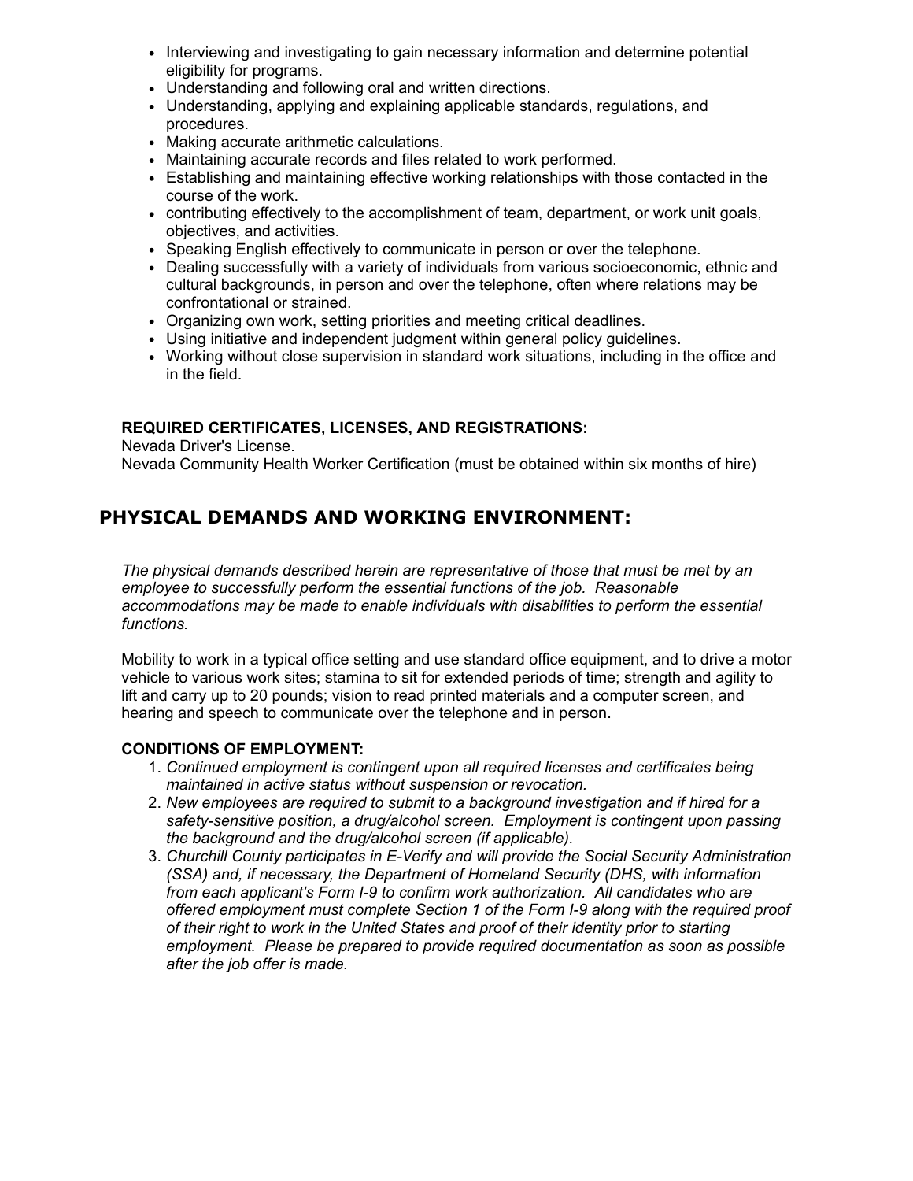- Interviewing and investigating to gain necessary information and determine potential eligibility for programs.
- Understanding and following oral and written directions.
- Understanding, applying and explaining applicable standards, regulations, and procedures.
- Making accurate arithmetic calculations.
- Maintaining accurate records and files related to work performed.
- Establishing and maintaining effective working relationships with those contacted in the course of the work.
- contributing effectively to the accomplishment of team, department, or work unit goals, objectives, and activities.
- Speaking English effectively to communicate in person or over the telephone.
- Dealing successfully with a variety of individuals from various socioeconomic, ethnic and cultural backgrounds, in person and over the telephone, often where relations may be confrontational or strained.
- Organizing own work, setting priorities and meeting critical deadlines.
- Using initiative and independent judgment within general policy guidelines.
- Working without close supervision in standard work situations, including in the office and in the field.

**REQUIRED CERTIFICATES, LICENSES, AND REGISTRATIONS:**

Nevada Driver's License.
Nevada Community Health Worker Certification (must be obtained within six months of hire)

## PHYSICAL DEMANDS AND WORKING ENVIRONMENT:

*The physical demands described herein are representative of those that must be met by an employee to successfully perform the essential functions of the job. Reasonable accommodations may be made to enable individuals with disabilities to perform the essential functions.*

Mobility to work in a typical office setting and use standard office equipment, and to drive a motor vehicle to various work sites; stamina to sit for extended periods of time; strength and agility to lift and carry up to 20 pounds; vision to read printed materials and a computer screen, and hearing and speech to communicate over the telephone and in person.

**CONDITIONS OF EMPLOYMENT:**

1. *Continued employment is contingent upon all required licenses and certificates being maintained in active status without suspension or revocation.*
2. *New employees are required to submit to a background investigation and if hired for a safety-sensitive position, a drug/alcohol screen. Employment is contingent upon passing the background and the drug/alcohol screen (if applicable).*
3. *Churchill County participates in E-Verify and will provide the Social Security Administration (SSA) and, if necessary, the Department of Homeland Security (DHS, with information from each applicant's Form I-9 to confirm work authorization. All candidates who are offered employment must complete Section 1 of the Form I-9 along with the required proof of their right to work in the United States and proof of their identity prior to starting employment. Please be prepared to provide required documentation as soon as possible after the job offer is made.*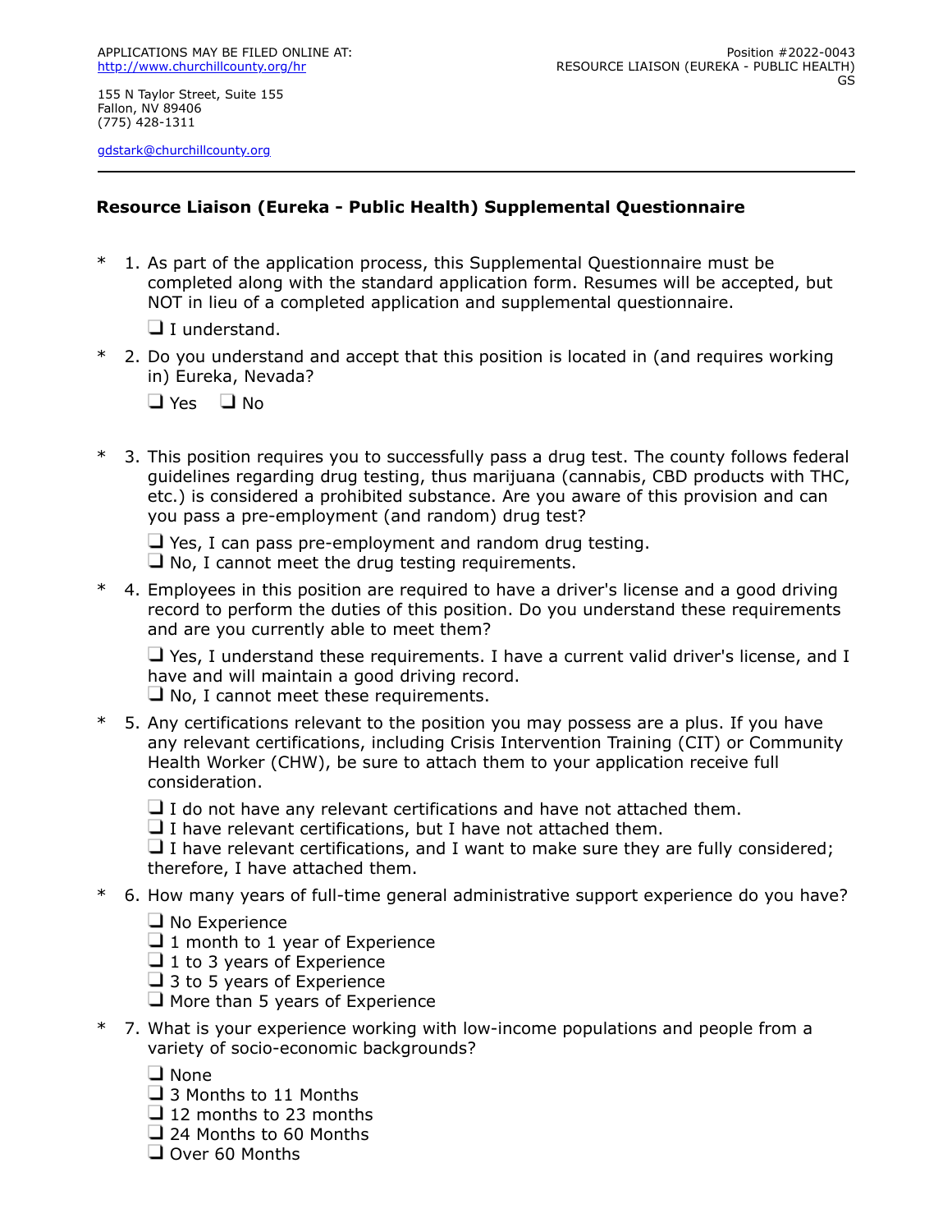APPLICATIONS MAY BE FILED ONLINE AT:
http://www.churchillcounty.org/hr

155 N Taylor Street, Suite 155
Fallon, NV 89406
(775) 428-1311

gdstark@churchillcounty.org

Position #2022-0043
RESOURCE LIAISON (EUREKA - PUBLIC HEALTH)
GS

---

## Resource Liaison (Eureka - Public Health) Supplemental Questionnaire

\* 1. As part of the application process, this Supplemental Questionnaire must be completed along with the standard application form. Resumes will be accepted, but NOT in lieu of a completed application and supplemental questionnaire.

- ❑ I understand.

\* 2. Do you understand and accept that this position is located in (and requires working in) Eureka, Nevada?

- ❑ Yes ❑ No

\* 3. This position requires you to successfully pass a drug test. The county follows federal guidelines regarding drug testing, thus marijuana (cannabis, CBD products with THC, etc.) is considered a prohibited substance. Are you aware of this provision and can you pass a pre-employment (and random) drug test?

- ❑ Yes, I can pass pre-employment and random drug testing.
- ❑ No, I cannot meet the drug testing requirements.

\* 4. Employees in this position are required to have a driver's license and a good driving record to perform the duties of this position. Do you understand these requirements and are you currently able to meet them?

- ❑ Yes, I understand these requirements. I have a current valid driver's license, and I have and will maintain a good driving record.
- ❑ No, I cannot meet these requirements.

\* 5. Any certifications relevant to the position you may possess are a plus. If you have any relevant certifications, including Crisis Intervention Training (CIT) or Community Health Worker (CHW), be sure to attach them to your application receive full consideration.

- ❑ I do not have any relevant certifications and have not attached them.
- ❑ I have relevant certifications, but I have not attached them.
- ❑ I have relevant certifications, and I want to make sure they are fully considered; therefore, I have attached them.

\* 6. How many years of full-time general administrative support experience do you have?

- ❑ No Experience
- ❑ 1 month to 1 year of Experience
- ❑ 1 to 3 years of Experience
- ❑ 3 to 5 years of Experience
- ❑ More than 5 years of Experience

\* 7. What is your experience working with low-income populations and people from a variety of socio-economic backgrounds?

- ❑ None
- ❑ 3 Months to 11 Months
- ❑ 12 months to 23 months
- ❑ 24 Months to 60 Months
- ❑ Over 60 Months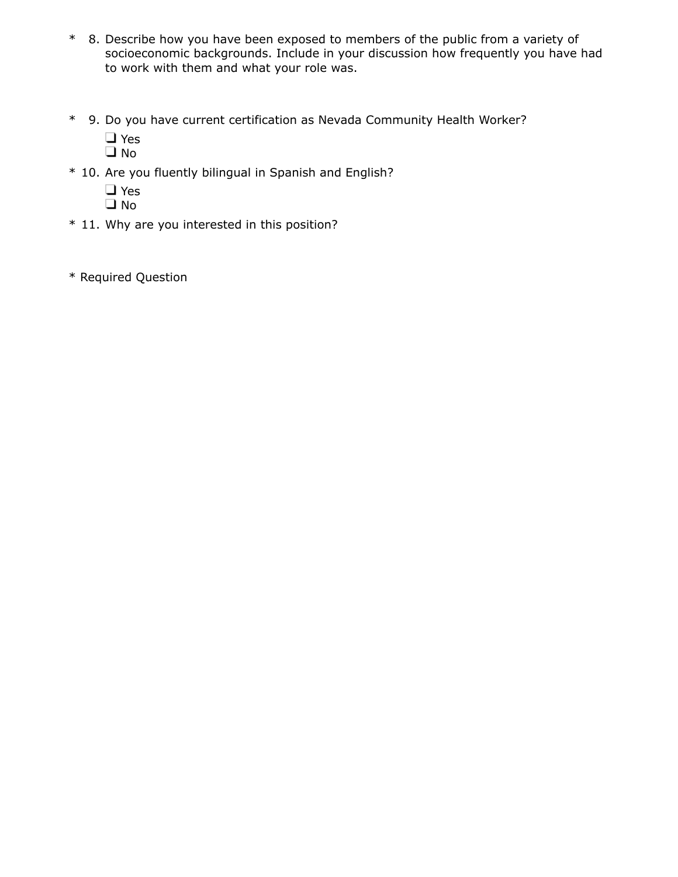\* 8. Describe how you have been exposed to members of the public from a variety of socioeconomic backgrounds. Include in your discussion how frequently you have had to work with them and what your role was.

\* 9. Do you have current certification as Nevada Community Health Worker?

- ❑ Yes
- ❑ No

\* 10. Are you fluently bilingual in Spanish and English?

- ❑ Yes
- ❑ No

\* 11. Why are you interested in this position?

\* Required Question